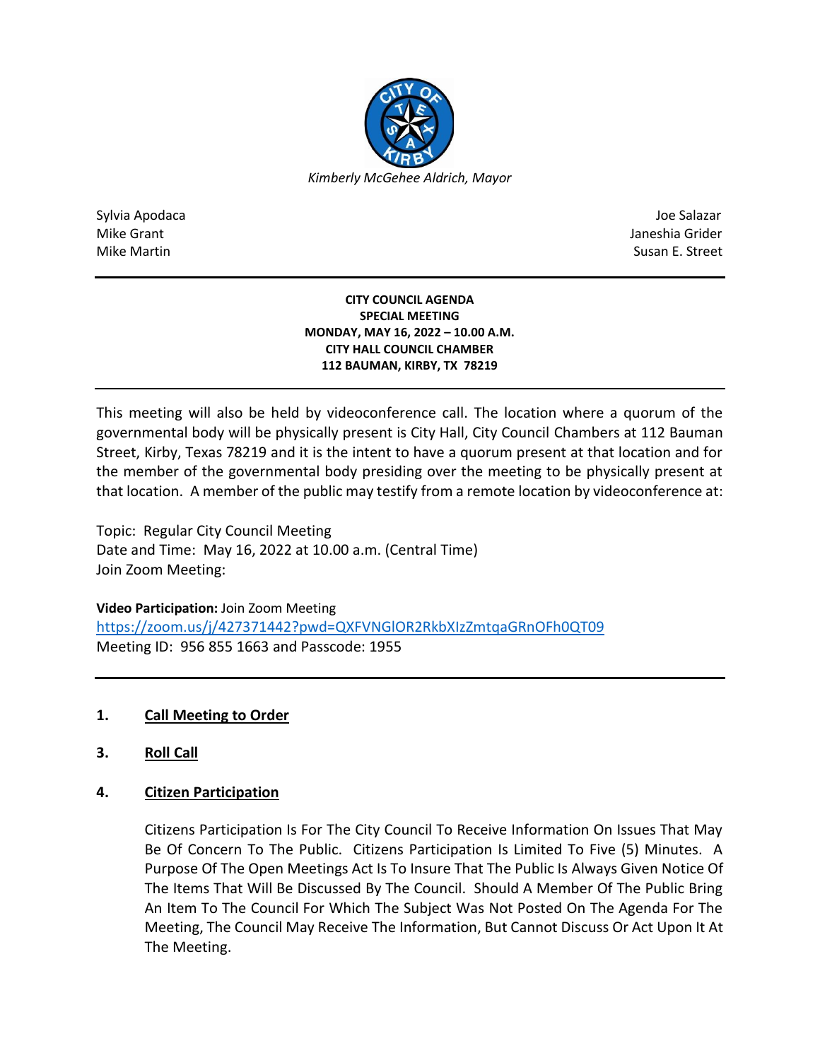*Kimberly McGehee Aldrich, Mayor*

Sylvia Apodaca
Mike Grant
Mike Martin

Joe Salazar
Janeshia Grider
Susan E. Street

**CITY COUNCIL AGENDA**
**SPECIAL MEETING**
**MONDAY, MAY 16, 2022 – 10.00 A.M.**
**CITY HALL COUNCIL CHAMBER**
**112 BAUMAN, KIRBY, TX 78219**

This meeting will also be held by videoconference call. The location where a quorum of the governmental body will be physically present is City Hall, City Council Chambers at 112 Bauman Street, Kirby, Texas 78219 and it is the intent to have a quorum present at that location and for the member of the governmental body presiding over the meeting to be physically present at that location. A member of the public may testify from a remote location by videoconference at:

Topic: Regular City Council Meeting
Date and Time: May 16, 2022 at 10.00 a.m. (Central Time)
Join Zoom Meeting:

**Video Participation:** Join Zoom Meeting
https://zoom.us/j/427371442?pwd=QXFVNGlOR2RkbXIzZmtqaGRnOFh0QT09
Meeting ID: 956 855 1663 and Passcode: 1955

1. **Call Meeting to Order**

3. **Roll Call**

4. **Citizen Participation**

   Citizens Participation Is For The City Council To Receive Information On Issues That May Be Of Concern To The Public. Citizens Participation Is Limited To Five (5) Minutes. A Purpose Of The Open Meetings Act Is To Insure That The Public Is Always Given Notice Of The Items That Will Be Discussed By The Council. Should A Member Of The Public Bring An Item To The Council For Which The Subject Was Not Posted On The Agenda For The Meeting, The Council May Receive The Information, But Cannot Discuss Or Act Upon It At The Meeting.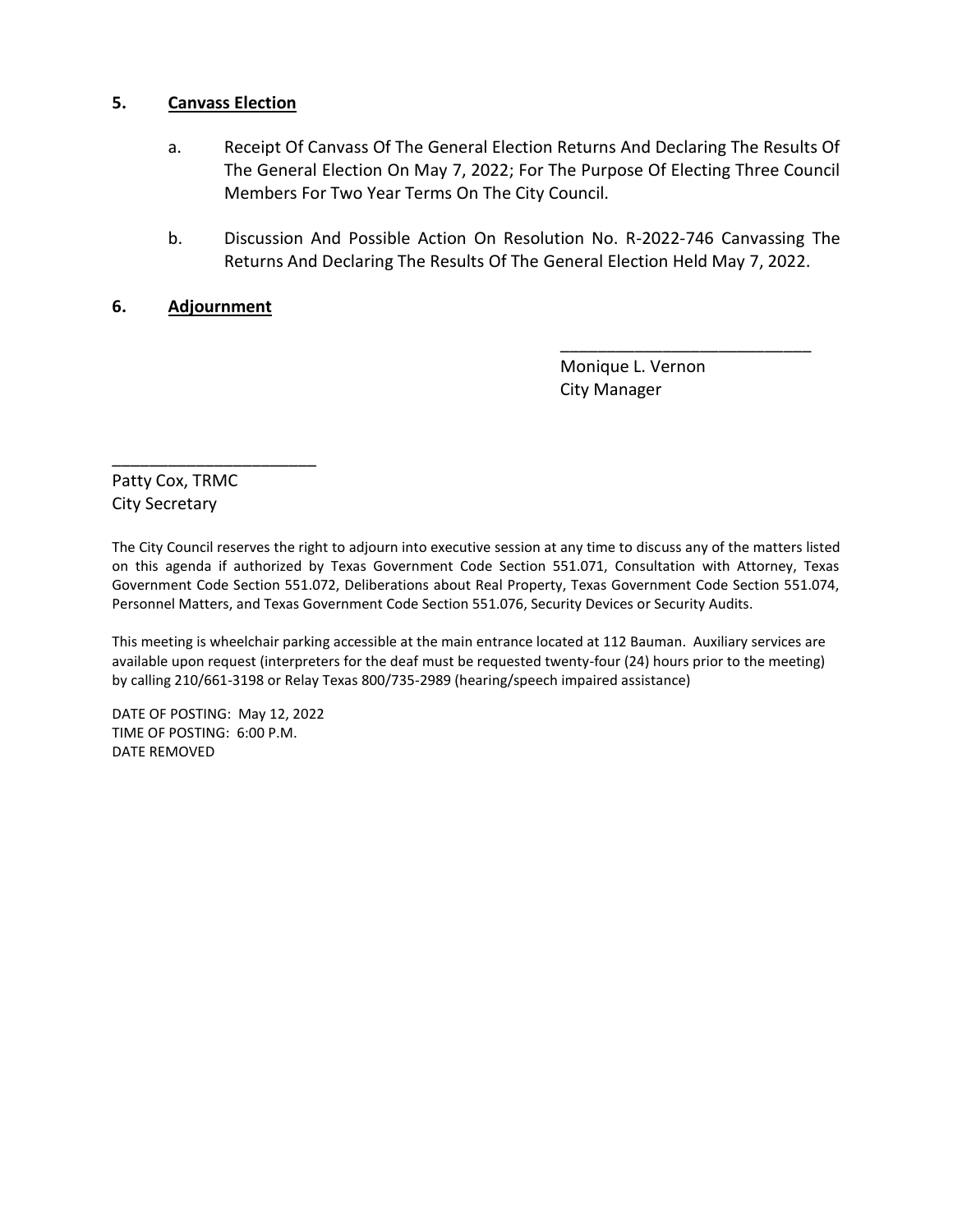## 5. Canvass Election

a. Receipt Of Canvass Of The General Election Returns And Declaring The Results Of The General Election On May 7, 2022; For The Purpose Of Electing Three Council Members For Two Year Terms On The City Council.

b. Discussion And Possible Action On Resolution No. R-2022-746 Canvassing The Returns And Declaring The Results Of The General Election Held May 7, 2022.

## 6. Adjournment

\_\_\_\_\_\_\_\_\_\_\_\_\_\_\_\_\_\_\_\_\_\_\_\_\_\_\_\_
Monique L. Vernon
City Manager

\_\_\_\_\_\_\_\_\_\_\_\_\_\_\_\_\_\_\_\_\_\_\_
Patty Cox, TRMC
City Secretary

The City Council reserves the right to adjourn into executive session at any time to discuss any of the matters listed on this agenda if authorized by Texas Government Code Section 551.071, Consultation with Attorney, Texas Government Code Section 551.072, Deliberations about Real Property, Texas Government Code Section 551.074, Personnel Matters, and Texas Government Code Section 551.076, Security Devices or Security Audits.

This meeting is wheelchair parking accessible at the main entrance located at 112 Bauman. Auxiliary services are available upon request (interpreters for the deaf must be requested twenty-four (24) hours prior to the meeting) by calling 210/661-3198 or Relay Texas 800/735-2989 (hearing/speech impaired assistance)

DATE OF POSTING: May 12, 2022
TIME OF POSTING: 6:00 P.M.
DATE REMOVED